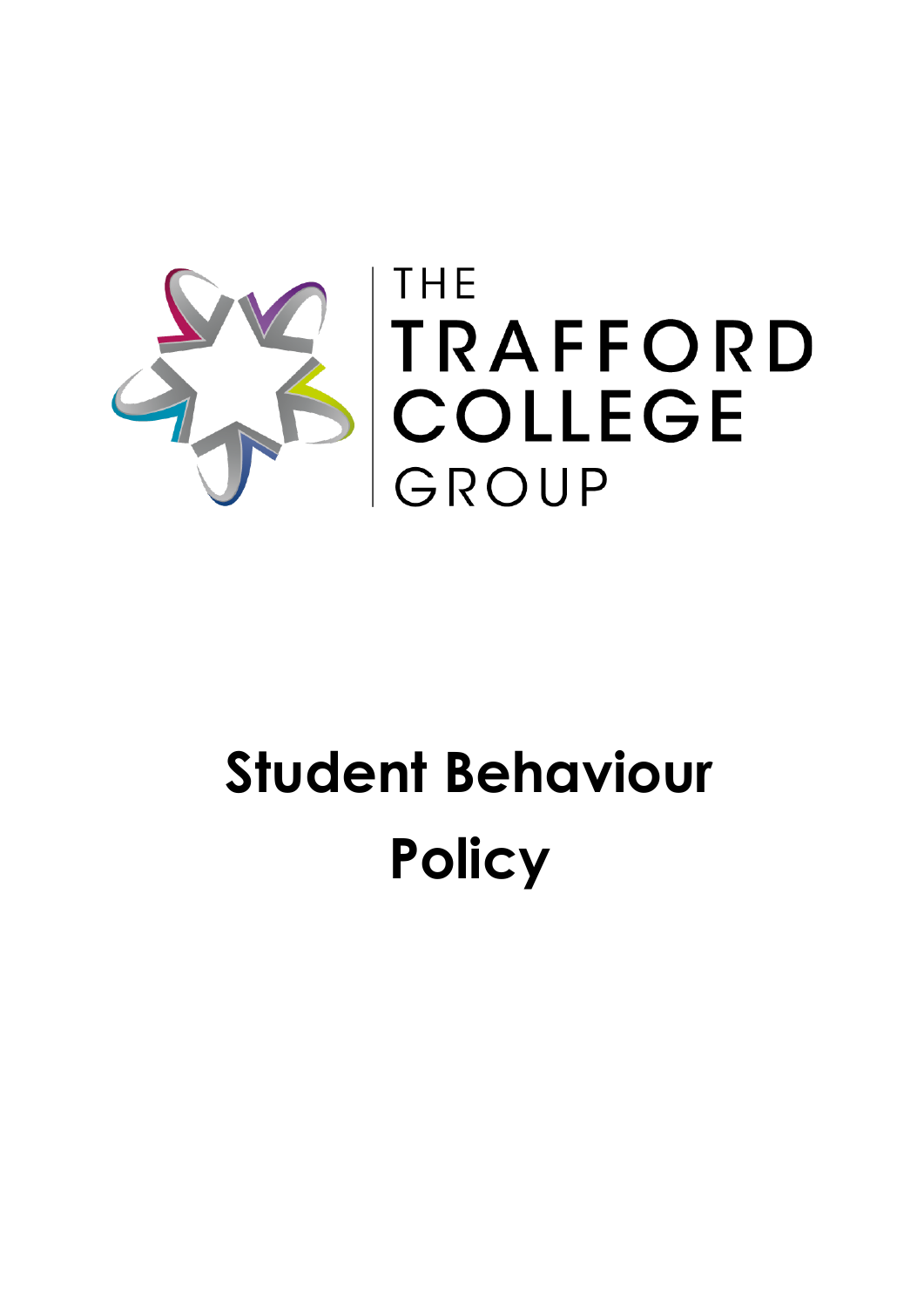THE TRAFFORD COLLEGE GROUP

# Student Behaviour Policy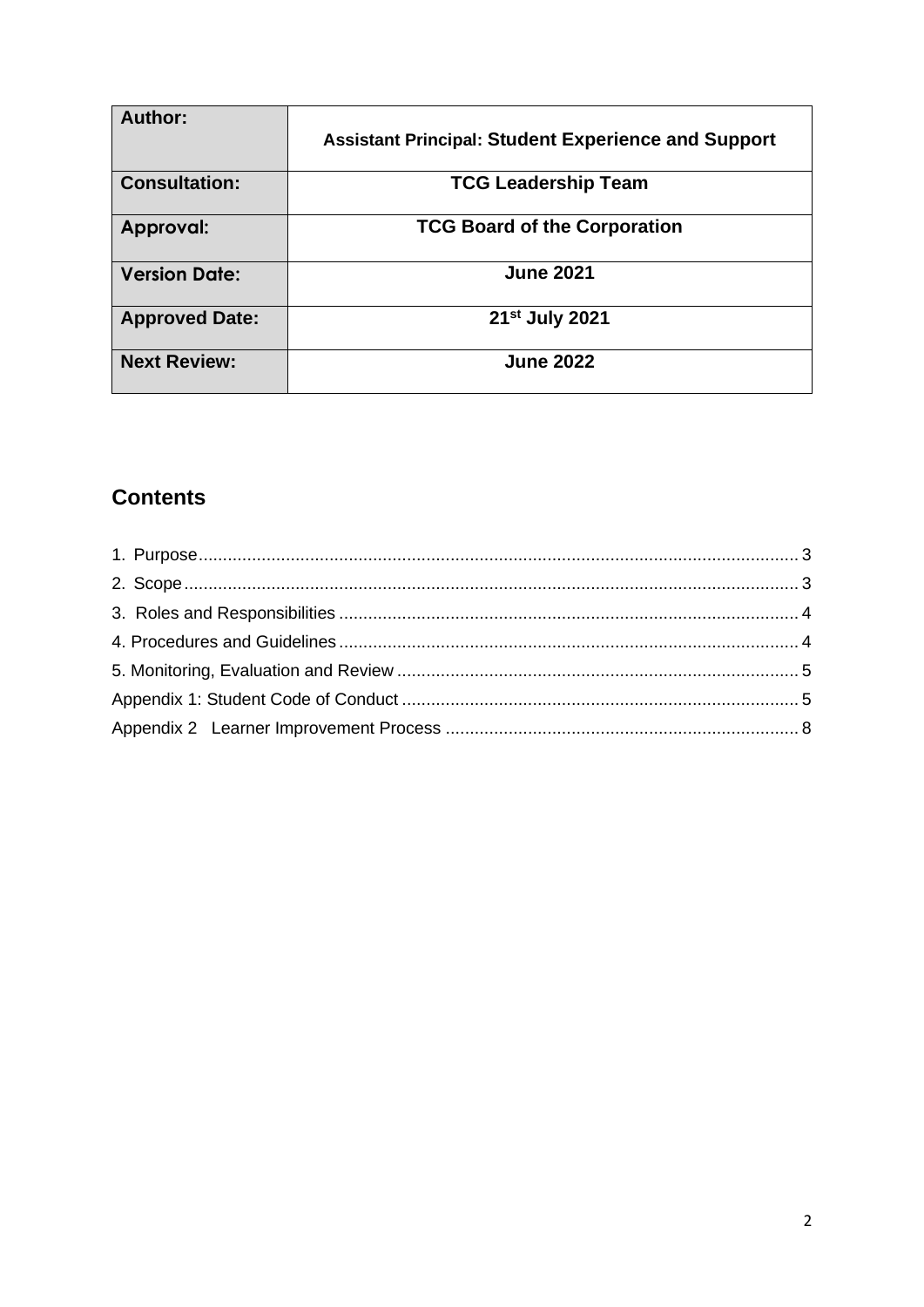| Author: | Assistant Principal: Student Experience and Support |
|---|---|
| Consultation: | TCG Leadership Team |
| Approval: | TCG Board of the Corporation |
| Version Date: | June 2021 |
| Approved Date: | 21st July 2021 |
| Next Review: | June 2022 |

## Contents

1. Purpose ........ 3
2. Scope ........ 3
3. Roles and Responsibilities ........ 4
4. Procedures and Guidelines ........ 4
5. Monitoring, Evaluation and Review ........ 5

Appendix 1: Student Code of Conduct ........ 5

Appendix 2 Learner Improvement Process ........ 8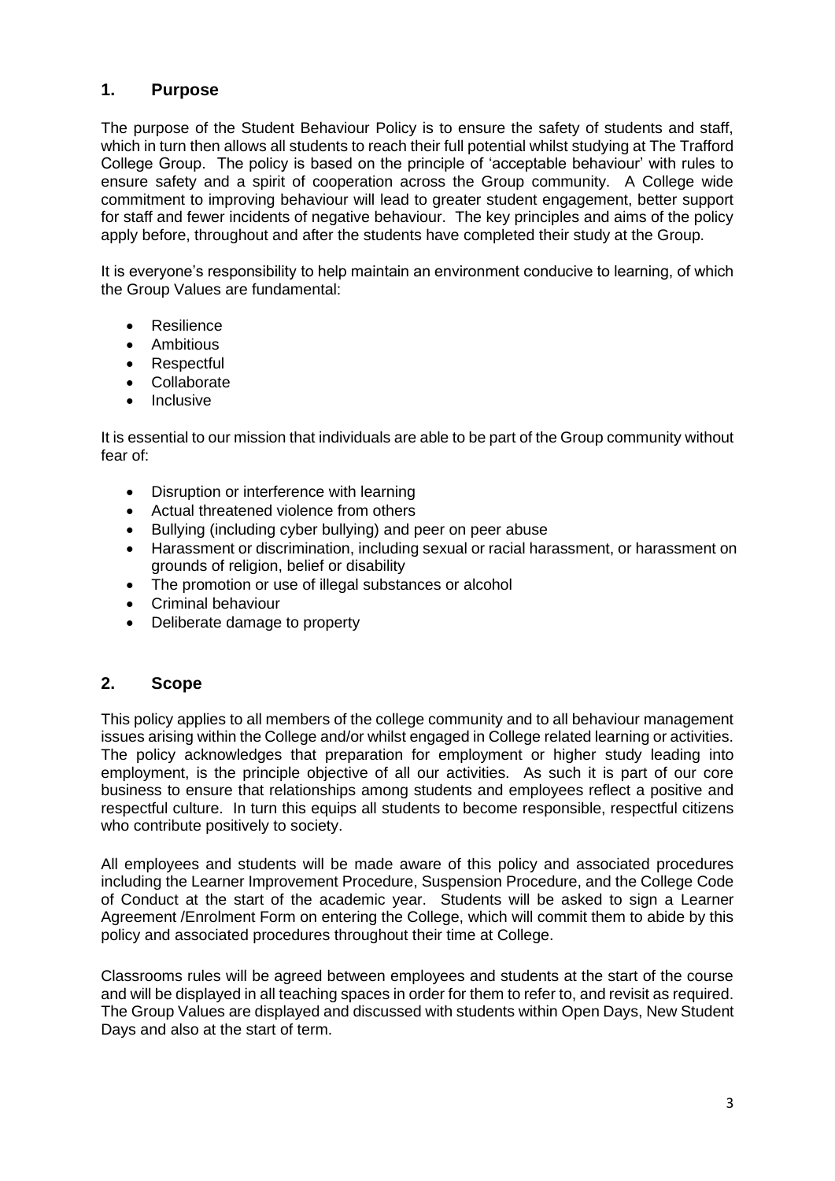## 1. Purpose

The purpose of the Student Behaviour Policy is to ensure the safety of students and staff, which in turn then allows all students to reach their full potential whilst studying at The Trafford College Group. The policy is based on the principle of 'acceptable behaviour' with rules to ensure safety and a spirit of cooperation across the Group community. A College wide commitment to improving behaviour will lead to greater student engagement, better support for staff and fewer incidents of negative behaviour. The key principles and aims of the policy apply before, throughout and after the students have completed their study at the Group.

It is everyone's responsibility to help maintain an environment conducive to learning, of which the Group Values are fundamental:

- Resilience
- Ambitious
- Respectful
- Collaborate
- Inclusive

It is essential to our mission that individuals are able to be part of the Group community without fear of:

- Disruption or interference with learning
- Actual threatened violence from others
- Bullying (including cyber bullying) and peer on peer abuse
- Harassment or discrimination, including sexual or racial harassment, or harassment on grounds of religion, belief or disability
- The promotion or use of illegal substances or alcohol
- Criminal behaviour
- Deliberate damage to property

## 2. Scope

This policy applies to all members of the college community and to all behaviour management issues arising within the College and/or whilst engaged in College related learning or activities. The policy acknowledges that preparation for employment or higher study leading into employment, is the principle objective of all our activities. As such it is part of our core business to ensure that relationships among students and employees reflect a positive and respectful culture. In turn this equips all students to become responsible, respectful citizens who contribute positively to society.

All employees and students will be made aware of this policy and associated procedures including the Learner Improvement Procedure, Suspension Procedure, and the College Code of Conduct at the start of the academic year. Students will be asked to sign a Learner Agreement /Enrolment Form on entering the College, which will commit them to abide by this policy and associated procedures throughout their time at College.

Classrooms rules will be agreed between employees and students at the start of the course and will be displayed in all teaching spaces in order for them to refer to, and revisit as required. The Group Values are displayed and discussed with students within Open Days, New Student Days and also at the start of term.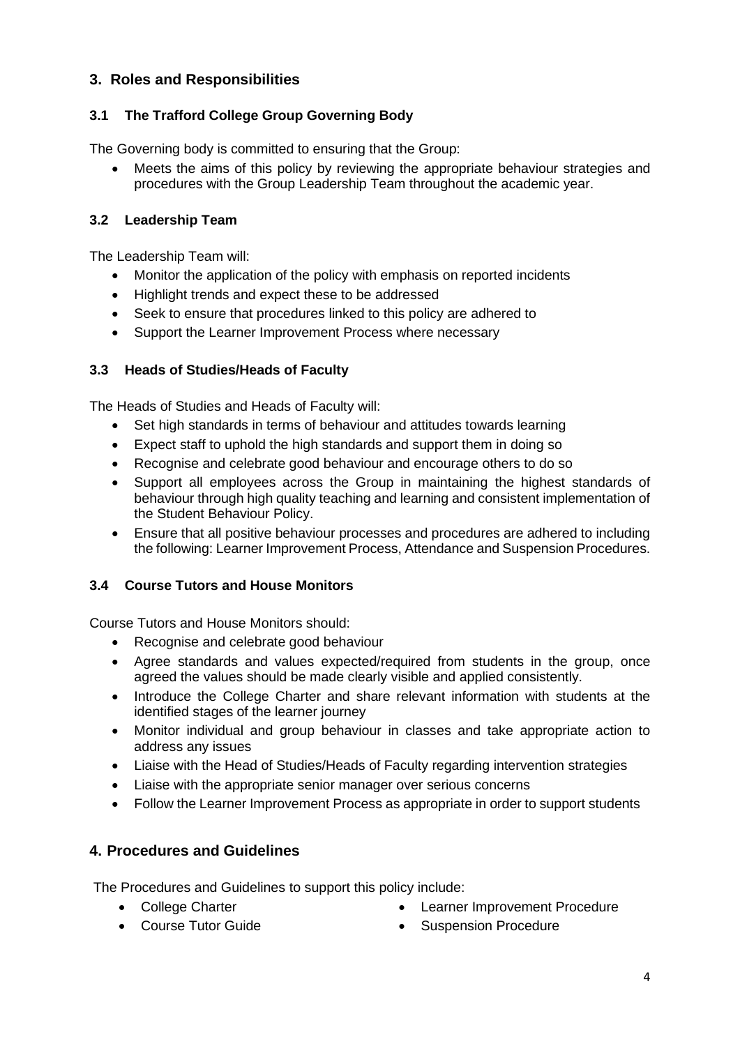## 3. Roles and Responsibilities

### 3.1 The Trafford College Group Governing Body

The Governing body is committed to ensuring that the Group:

- Meets the aims of this policy by reviewing the appropriate behaviour strategies and procedures with the Group Leadership Team throughout the academic year.

### 3.2 Leadership Team

The Leadership Team will:

- Monitor the application of the policy with emphasis on reported incidents
- Highlight trends and expect these to be addressed
- Seek to ensure that procedures linked to this policy are adhered to
- Support the Learner Improvement Process where necessary

### 3.3 Heads of Studies/Heads of Faculty

The Heads of Studies and Heads of Faculty will:

- Set high standards in terms of behaviour and attitudes towards learning
- Expect staff to uphold the high standards and support them in doing so
- Recognise and celebrate good behaviour and encourage others to do so
- Support all employees across the Group in maintaining the highest standards of behaviour through high quality teaching and learning and consistent implementation of the Student Behaviour Policy.
- Ensure that all positive behaviour processes and procedures are adhered to including the following: Learner Improvement Process, Attendance and Suspension Procedures.

### 3.4 Course Tutors and House Monitors

Course Tutors and House Monitors should:

- Recognise and celebrate good behaviour
- Agree standards and values expected/required from students in the group, once agreed the values should be made clearly visible and applied consistently.
- Introduce the College Charter and share relevant information with students at the identified stages of the learner journey
- Monitor individual and group behaviour in classes and take appropriate action to address any issues
- Liaise with the Head of Studies/Heads of Faculty regarding intervention strategies
- Liaise with the appropriate senior manager over serious concerns
- Follow the Learner Improvement Process as appropriate in order to support students

## 4. Procedures and Guidelines

The Procedures and Guidelines to support this policy include:

- College Charter
- Course Tutor Guide
- Learner Improvement Procedure
- Suspension Procedure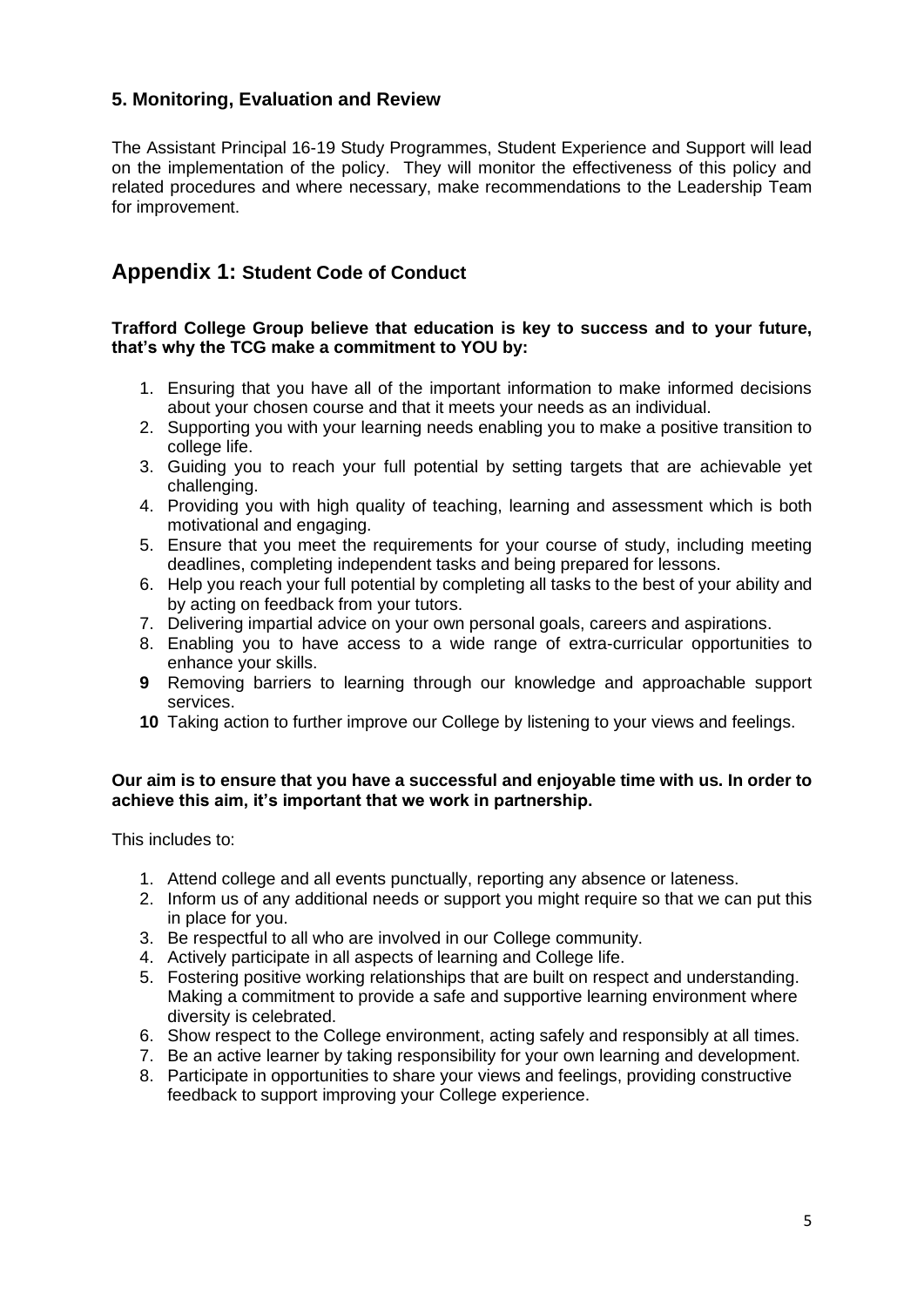## 5. Monitoring, Evaluation and Review

The Assistant Principal 16-19 Study Programmes, Student Experience and Support will lead on the implementation of the policy. They will monitor the effectiveness of this policy and related procedures and where necessary, make recommendations to the Leadership Team for improvement.

## Appendix 1: Student Code of Conduct

**Trafford College Group believe that education is key to success and to your future, that's why the TCG make a commitment to YOU by:**

1. Ensuring that you have all of the important information to make informed decisions about your chosen course and that it meets your needs as an individual.
2. Supporting you with your learning needs enabling you to make a positive transition to college life.
3. Guiding you to reach your full potential by setting targets that are achievable yet challenging.
4. Providing you with high quality of teaching, learning and assessment which is both motivational and engaging.
5. Ensure that you meet the requirements for your course of study, including meeting deadlines, completing independent tasks and being prepared for lessons.
6. Help you reach your full potential by completing all tasks to the best of your ability and by acting on feedback from your tutors.
7. Delivering impartial advice on your own personal goals, careers and aspirations.
8. Enabling you to have access to a wide range of extra-curricular opportunities to enhance your skills.
9. Removing barriers to learning through our knowledge and approachable support services.
10. Taking action to further improve our College by listening to your views and feelings.

**Our aim is to ensure that you have a successful and enjoyable time with us. In order to achieve this aim, it's important that we work in partnership.**

This includes to:

1. Attend college and all events punctually, reporting any absence or lateness.
2. Inform us of any additional needs or support you might require so that we can put this in place for you.
3. Be respectful to all who are involved in our College community.
4. Actively participate in all aspects of learning and College life.
5. Fostering positive working relationships that are built on respect and understanding. Making a commitment to provide a safe and supportive learning environment where diversity is celebrated.
6. Show respect to the College environment, acting safely and responsibly at all times.
7. Be an active learner by taking responsibility for your own learning and development.
8. Participate in opportunities to share your views and feelings, providing constructive feedback to support improving your College experience.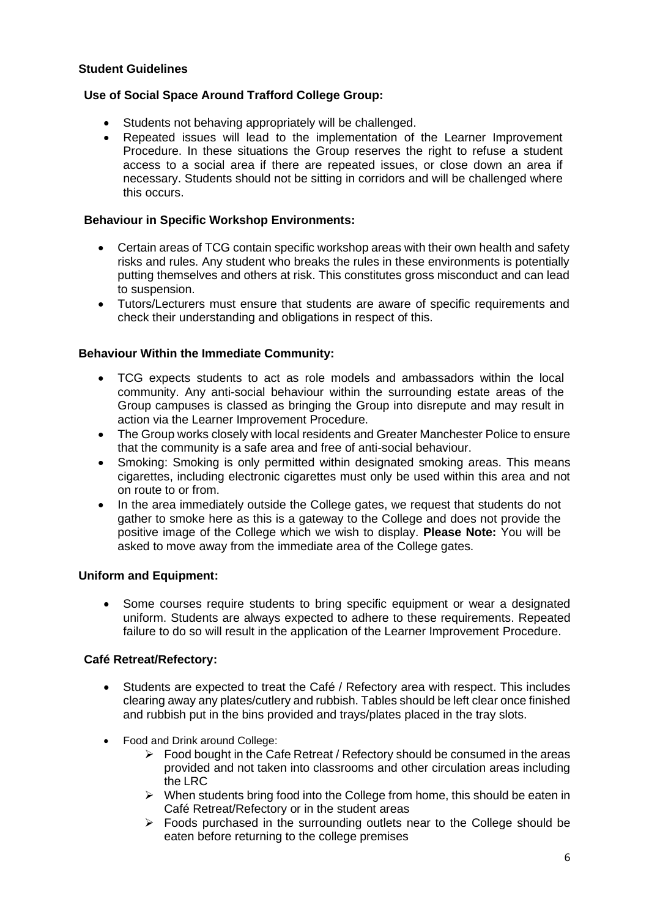**Student Guidelines**

**Use of Social Space Around Trafford College Group:**

- Students not behaving appropriately will be challenged.
- Repeated issues will lead to the implementation of the Learner Improvement Procedure. In these situations the Group reserves the right to refuse a student access to a social area if there are repeated issues, or close down an area if necessary. Students should not be sitting in corridors and will be challenged where this occurs.

**Behaviour in Specific Workshop Environments:**

- Certain areas of TCG contain specific workshop areas with their own health and safety risks and rules. Any student who breaks the rules in these environments is potentially putting themselves and others at risk. This constitutes gross misconduct and can lead to suspension.
- Tutors/Lecturers must ensure that students are aware of specific requirements and check their understanding and obligations in respect of this.

**Behaviour Within the Immediate Community:**

- TCG expects students to act as role models and ambassadors within the local community. Any anti-social behaviour within the surrounding estate areas of the Group campuses is classed as bringing the Group into disrepute and may result in action via the Learner Improvement Procedure.
- The Group works closely with local residents and Greater Manchester Police to ensure that the community is a safe area and free of anti-social behaviour.
- Smoking: Smoking is only permitted within designated smoking areas. This means cigarettes, including electronic cigarettes must only be used within this area and not on route to or from.
- In the area immediately outside the College gates, we request that students do not gather to smoke here as this is a gateway to the College and does not provide the positive image of the College which we wish to display. **Please Note:** You will be asked to move away from the immediate area of the College gates.

**Uniform and Equipment:**

- Some courses require students to bring specific equipment or wear a designated uniform. Students are always expected to adhere to these requirements. Repeated failure to do so will result in the application of the Learner Improvement Procedure.

**Café Retreat/Refectory:**

- Students are expected to treat the Café / Refectory area with respect. This includes clearing away any plates/cutlery and rubbish. Tables should be left clear once finished and rubbish put in the bins provided and trays/plates placed in the tray slots.

- Food and Drink around College:
  - Food bought in the Cafe Retreat / Refectory should be consumed in the areas provided and not taken into classrooms and other circulation areas including the LRC
  - When students bring food into the College from home, this should be eaten in Café Retreat/Refectory or in the student areas
  - Foods purchased in the surrounding outlets near to the College should be eaten before returning to the college premises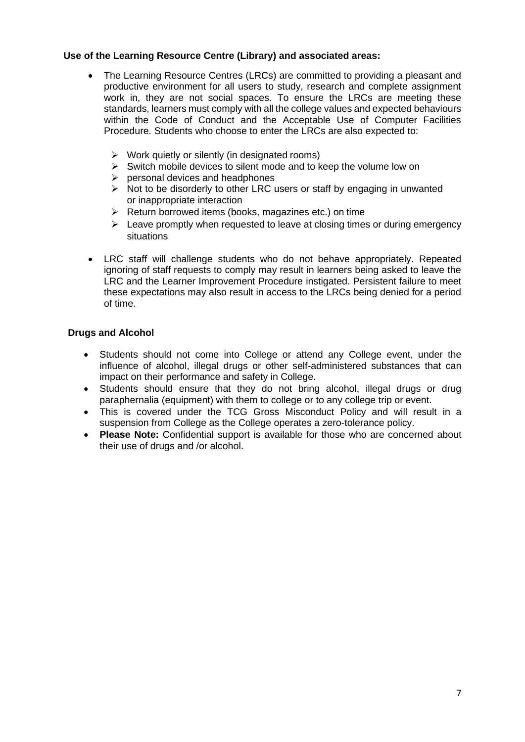**Use of the Learning Resource Centre (Library) and associated areas:**

- The Learning Resource Centres (LRCs) are committed to providing a pleasant and productive environment for all users to study, research and complete assignment work in, they are not social spaces. To ensure the LRCs are meeting these standards, learners must comply with all the college values and expected behaviours within the Code of Conduct and the Acceptable Use of Computer Facilities Procedure. Students who choose to enter the LRCs are also expected to:
  - Work quietly or silently (in designated rooms)
  - Switch mobile devices to silent mode and to keep the volume low on
  - personal devices and headphones
  - Not to be disorderly to other LRC users or staff by engaging in unwanted or inappropriate interaction
  - Return borrowed items (books, magazines etc.) on time
  - Leave promptly when requested to leave at closing times or during emergency situations
- LRC staff will challenge students who do not behave appropriately. Repeated ignoring of staff requests to comply may result in learners being asked to leave the LRC and the Learner Improvement Procedure instigated. Persistent failure to meet these expectations may also result in access to the LRCs being denied for a period of time.

**Drugs and Alcohol**

- Students should not come into College or attend any College event, under the influence of alcohol, illegal drugs or other self-administered substances that can impact on their performance and safety in College.
- Students should ensure that they do not bring alcohol, illegal drugs or drug paraphernalia (equipment) with them to college or to any college trip or event.
- This is covered under the TCG Gross Misconduct Policy and will result in a suspension from College as the College operates a zero-tolerance policy.
- **Please Note:** Confidential support is available for those who are concerned about their use of drugs and /or alcohol.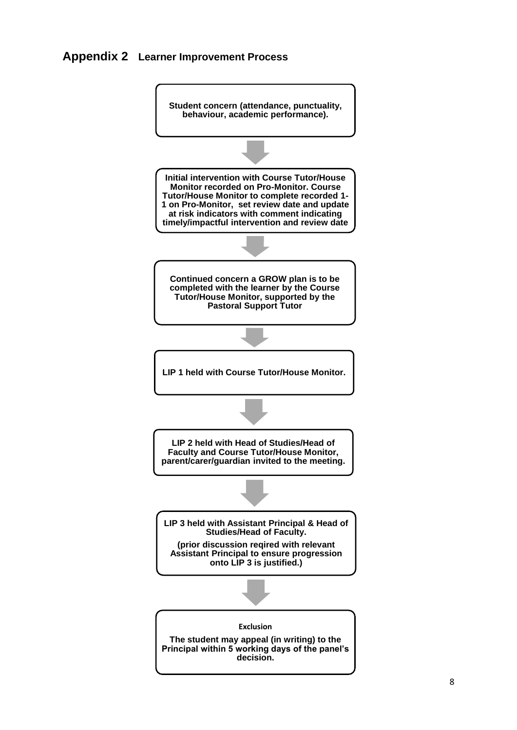## Appendix 2 Learner Improvement Process

Student concern (attendance, punctuality, behaviour, academic performance).

Initial intervention with Course Tutor/House Monitor recorded on Pro-Monitor. Course Tutor/House Monitor to complete recorded 1-1 on Pro-Monitor, set review date and update at risk indicators with comment indicating timely/impactful intervention and review date

Continued concern a GROW plan is to be completed with the learner by the Course Tutor/House Monitor, supported by the Pastoral Support Tutor

LIP 1 held with Course Tutor/House Monitor.

LIP 2 held with Head of Studies/Head of Faculty and Course Tutor/House Monitor, parent/carer/guardian invited to the meeting.

LIP 3 held with Assistant Principal & Head of Studies/Head of Faculty.

(prior discussion reqired with relevant Assistant Principal to ensure progression onto LIP 3 is justified.)

Exclusion

The student may appeal (in writing) to the Principal within 5 working days of the panel's decision.